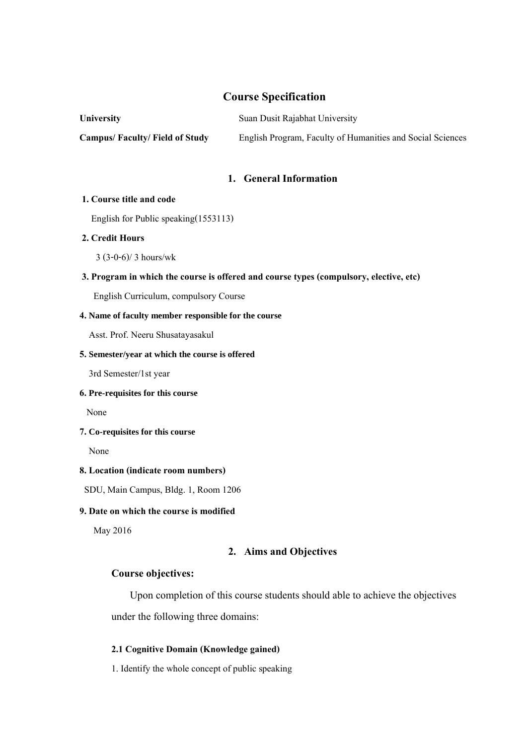# Course Specification

**University** Suan Dusit Rajabhat University

**Campus/ Faculty/ Field of Study** English Program, Faculty of Humanities and Social Sciences

## 1. General Information

**1. Course title and code**

English for Public speaking(1553113)

**2. Credit Hours**

3 (3-0-6)/ 3 hours/wk

**3. Program in which the course is offered and course types (compulsory, elective, etc)**

English Curriculum, compulsory Course

**4. Name of faculty member responsible for the course**

Asst. Prof. Neeru Shusatayasakul

**5. Semester/year at which the course is offered**

3rd Semester/1st year

**6. Pre-requisites for this course**

None

**7. Co-requisites for this course**

None

**8. Location (indicate room numbers)**

SDU, Main Campus, Bldg. 1, Room 1206

**9. Date on which the course is modified**

May 2016

## 2. Aims and Objectives

### Course objectives:

Upon completion of this course students should able to achieve the objectives under the following three domains:

**2.1 Cognitive Domain (Knowledge gained)**

1. Identify the whole concept of public speaking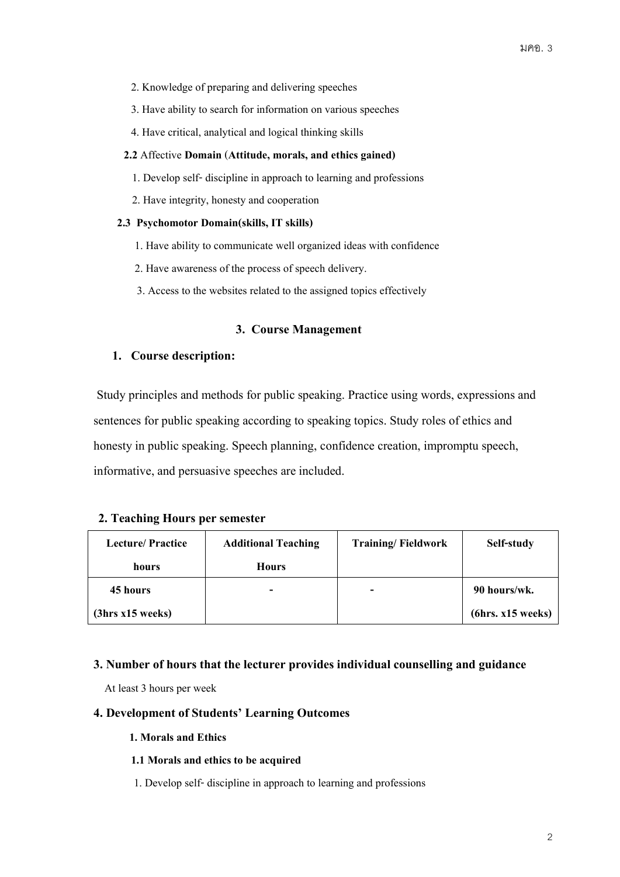2. Knowledge of preparing and delivering speeches

3. Have ability to search for information on various speeches

4. Have critical, analytical and logical thinking skills

**2.2** Affective **Domain** (**Attitude, morals, and ethics gained)**

1. Develop self- discipline in approach to learning and professions

2. Have integrity, honesty and cooperation

**2.3 Psychomotor Domain(skills, IT skills)**

1. Have ability to communicate well organized ideas with confidence

2. Have awareness of the process of speech delivery.

3. Access to the websites related to the assigned topics effectively

## 3. Course Management

### 1. Course description:

Study principles and methods for public speaking. Practice using words, expressions and sentences for public speaking according to speaking topics. Study roles of ethics and honesty in public speaking. Speech planning, confidence creation, impromptu speech, informative, and persuasive speeches are included.

### 2. Teaching Hours per semester

| Lecture/ Practice hours | Additional Teaching Hours | Training/ Fieldwork | Self-study |
|---|---|---|---|
| **45 hours (3hrs x15 weeks)** | **-** | **-** | **90 hours/wk. (6hrs. x15 weeks)** |

### 3. Number of hours that the lecturer provides individual counselling and guidance

At least 3 hours per week

### 4. Development of Students' Learning Outcomes

**1. Morals and Ethics**

**1.1 Morals and ethics to be acquired**

1. Develop self- discipline in approach to learning and professions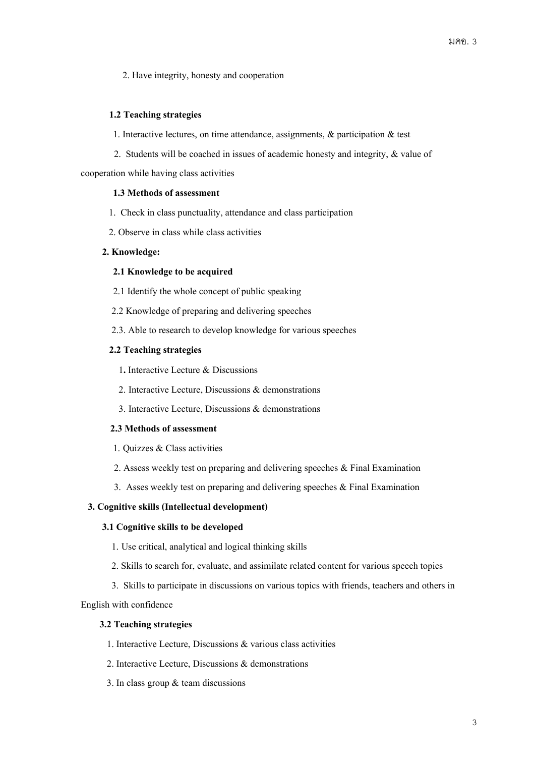2. Have integrity, honesty and cooperation

**1.2 Teaching strategies**

1. Interactive lectures, on time attendance, assignments, & participation & test

2. Students will be coached in issues of academic honesty and integrity, & value of cooperation while having class activities

**1.3 Methods of assessment**

1. Check in class punctuality, attendance and class participation

2. Observe in class while class activities

**2. Knowledge:**

**2.1 Knowledge to be acquired**

2.1 Identify the whole concept of public speaking

2.2 Knowledge of preparing and delivering speeches

2.3. Able to research to develop knowledge for various speeches

**2.2 Teaching strategies**

1**.** Interactive Lecture & Discussions

2. Interactive Lecture, Discussions & demonstrations

3. Interactive Lecture, Discussions & demonstrations

**2.3 Methods of assessment**

1. Quizzes & Class activities

2. Assess weekly test on preparing and delivering speeches & Final Examination

3. Asses weekly test on preparing and delivering speeches & Final Examination

**3. Cognitive skills (Intellectual development)**

**3.1 Cognitive skills to be developed**

1. Use critical, analytical and logical thinking skills

2. Skills to search for, evaluate, and assimilate related content for various speech topics

3. Skills to participate in discussions on various topics with friends, teachers and others in English with confidence

**3.2 Teaching strategies**

1. Interactive Lecture, Discussions & various class activities

2. Interactive Lecture, Discussions & demonstrations

3. In class group & team discussions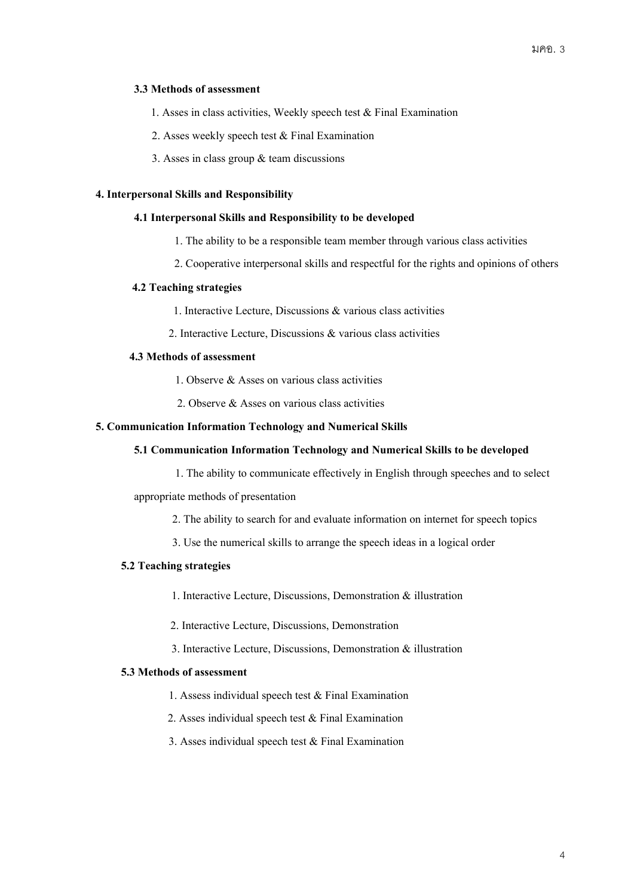**3.3 Methods of assessment**

1. Asses in class activities, Weekly speech test & Final Examination
2. Asses weekly speech test & Final Examination
3. Asses in class group & team discussions

**4. Interpersonal Skills and Responsibility**

**4.1 Interpersonal Skills and Responsibility to be developed**

1. The ability to be a responsible team member through various class activities
2. Cooperative interpersonal skills and respectful for the rights and opinions of others

**4.2 Teaching strategies**

1. Interactive Lecture, Discussions & various class activities
2. Interactive Lecture, Discussions & various class activities

**4.3 Methods of assessment**

1. Observe & Asses on various class activities
2. Observe & Asses on various class activities

**5. Communication Information Technology and Numerical Skills**

**5.1 Communication Information Technology and Numerical Skills to be developed**

1. The ability to communicate effectively in English through speeches and to select appropriate methods of presentation
2. The ability to search for and evaluate information on internet for speech topics
3. Use the numerical skills to arrange the speech ideas in a logical order

**5.2 Teaching strategies**

1. Interactive Lecture, Discussions, Demonstration & illustration
2. Interactive Lecture, Discussions, Demonstration
3. Interactive Lecture, Discussions, Demonstration & illustration

**5.3 Methods of assessment**

1. Assess individual speech test & Final Examination
2. Asses individual speech test & Final Examination
3. Asses individual speech test & Final Examination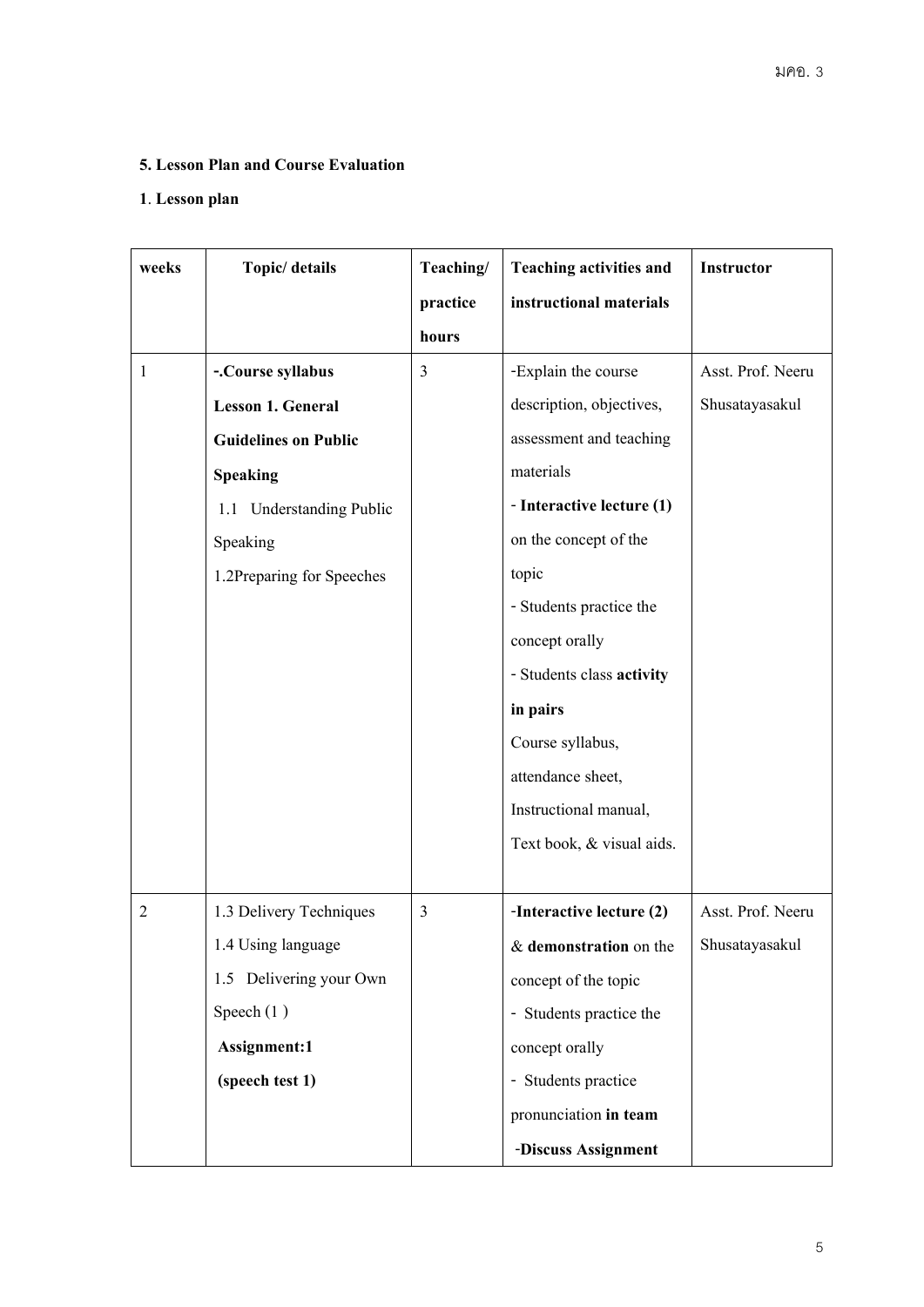**5. Lesson Plan and Course Evaluation**

**1**. **Lesson plan**

| weeks | Topic/ details | Teaching/ practice hours | Teaching activities and instructional materials | Instructor |
|---|---|---|---|---|
| 1 | **-.Course syllabus**<br>**Lesson 1. General Guidelines on Public Speaking**<br>1.1 Understanding Public Speaking<br>1.2Preparing for Speeches | 3 | -Explain the course description, objectives, assessment and teaching materials<br>- **Interactive lecture (1)** on the concept of the topic<br>- Students practice the concept orally<br>- Students class **activity in pairs**<br>Course syllabus, attendance sheet, Instructional manual, Text book, & visual aids. | Asst. Prof. Neeru Shusatayasakul |
| 2 | 1.3 Delivery Techniques<br>1.4 Using language<br>1.5 Delivering your Own Speech (1 )<br>**Assignment:1**<br>**(speech test 1)** | 3 | -**Interactive lecture (2)** & **demonstration** on the concept of the topic<br>- Students practice the concept orally<br>- Students practice pronunciation **in team**<br>-**Discuss Assignment** | Asst. Prof. Neeru Shusatayasakul |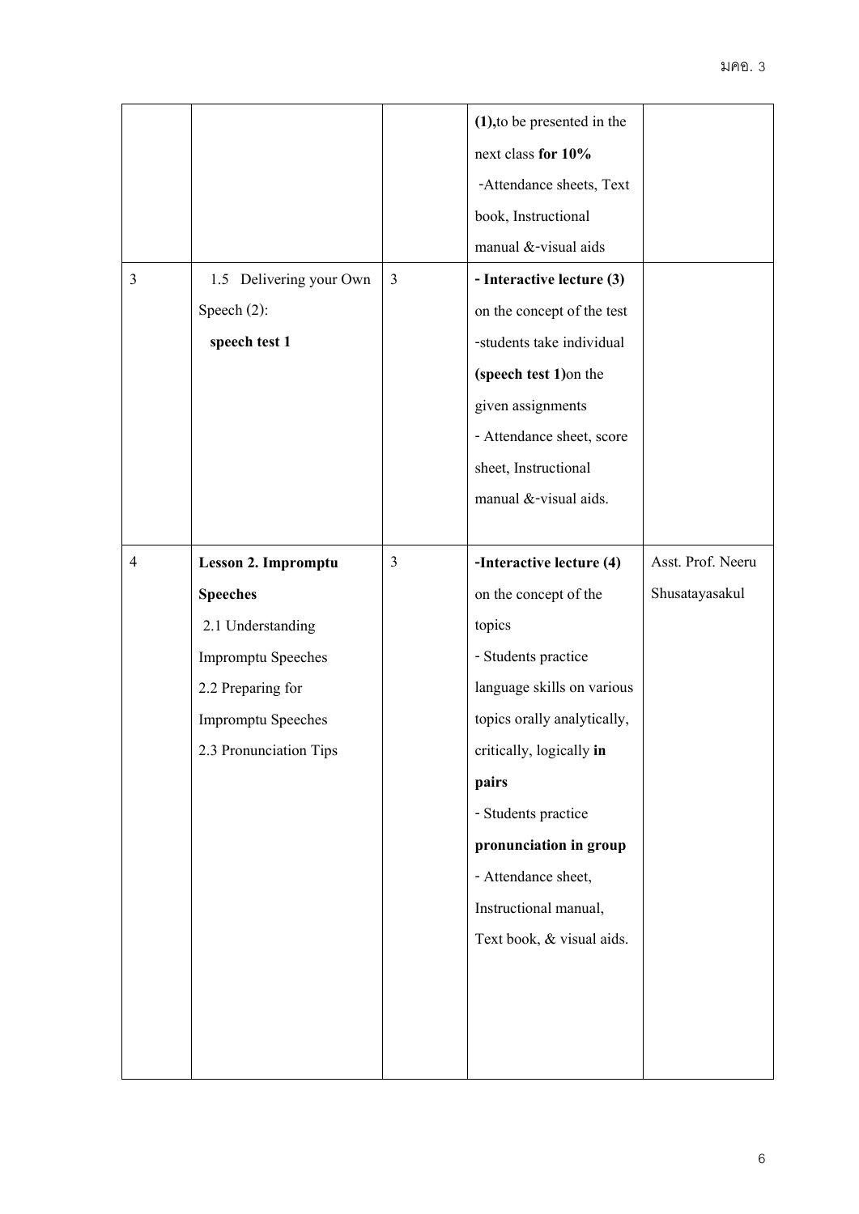| | | | | |
|---|---|---|---|---|
| | | | **(1),**to be presented in the next class **for 10%** -Attendance sheets, Text book, Instructional manual &-visual aids | |
| 3 | 1.5 Delivering your Own Speech (2): **speech test 1** | 3 | **- Interactive lecture (3)** on the concept of the test -students take individual **(speech test 1)**on the given assignments - Attendance sheet, score sheet, Instructional manual &-visual aids. | |
| 4 | **Lesson 2. Impromptu Speeches** 2.1 Understanding Impromptu Speeches 2.2 Preparing for Impromptu Speeches 2.3 Pronunciation Tips | 3 | **-Interactive lecture (4)** on the concept of the topics - Students practice language skills on various topics orally analytically, critically, logically **in pairs** - Students practice **pronunciation in group** - Attendance sheet, Instructional manual, Text book, & visual aids. | Asst. Prof. Neeru Shusatayasakul |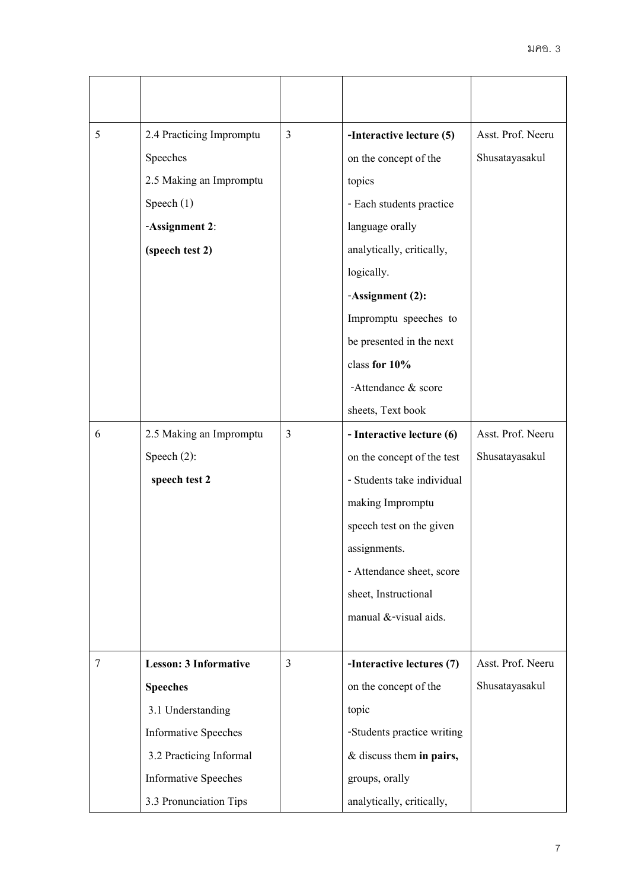| | | | | |
|---|---|---|---|---|
| 5 | 2.4 Practicing Impromptu Speeches<br>2.5 Making an Impromptu Speech (1)<br>-**Assignment 2**:<br>**(speech test 2)** | 3 | -**Interactive lecture (5)** on the concept of the topics<br>- Each students practice language orally analytically, critically, logically.<br>-**Assignment (2):** Impromptu speeches to be presented in the next class **for 10%**<br>-Attendance & score sheets, Text book | Asst. Prof. Neeru Shusatayasakul |
| 6 | 2.5 Making an Impromptu Speech (2):<br>**speech test 2** | 3 | **- Interactive lecture (6)** on the concept of the test<br>- Students take individual making Impromptu speech test on the given assignments.<br>- Attendance sheet, score sheet, Instructional manual &-visual aids. | Asst. Prof. Neeru Shusatayasakul |
| 7 | **Lesson: 3 Informative Speeches**<br>3.1 Understanding Informative Speeches<br>3.2 Practicing Informal Informative Speeches<br>3.3 Pronunciation Tips | 3 | -**Interactive lectures (7)** on the concept of the topic<br>-Students practice writing & discuss them **in pairs,** groups, orally analytically, critically, | Asst. Prof. Neeru Shusatayasakul |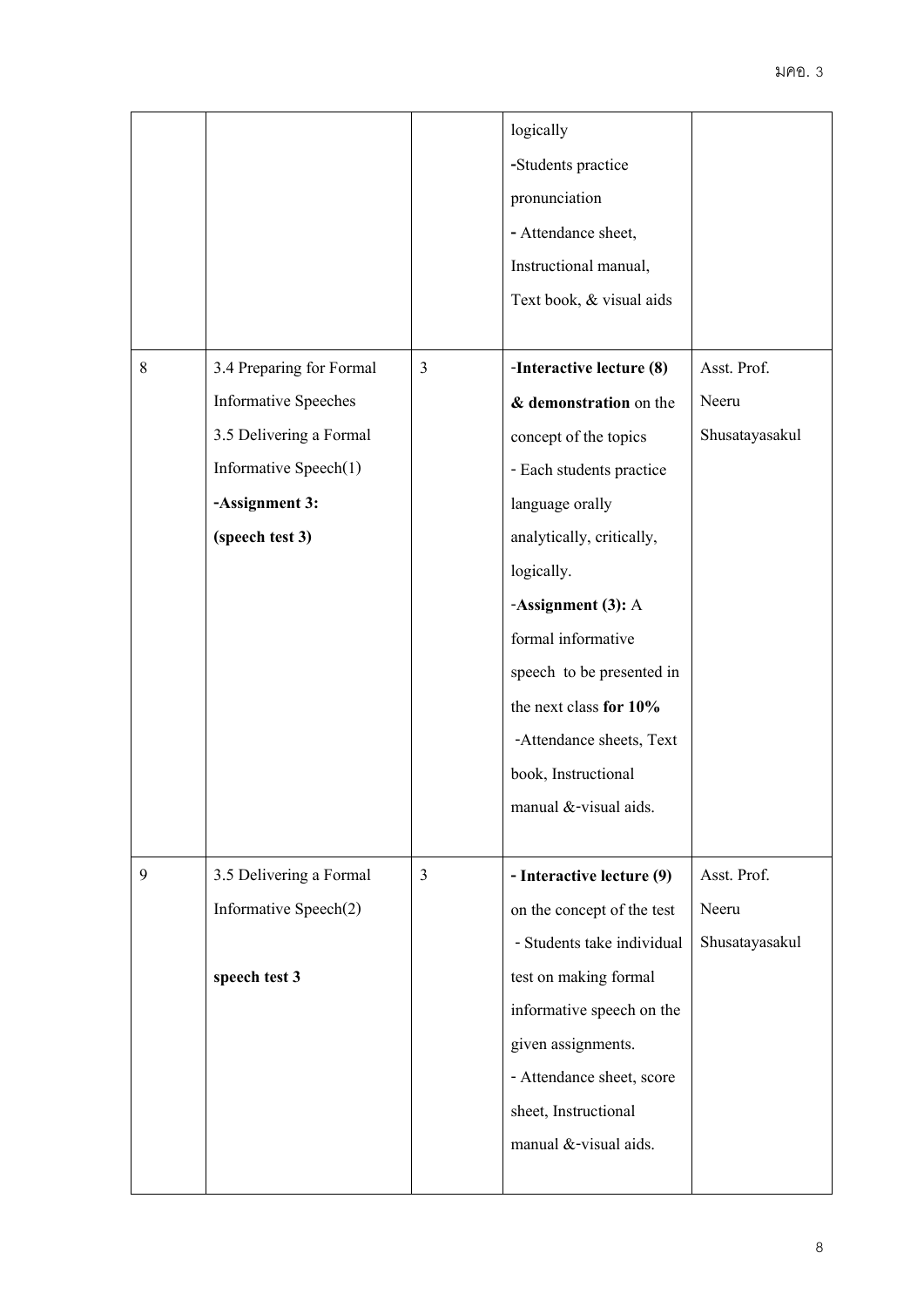| | | | | |
|---|---|---|---|---|
| | | | logically<br>-Students practice pronunciation<br>- Attendance sheet, Instructional manual, Text book, & visual aids | |
| 8 | 3.4 Preparing for Formal Informative Speeches<br>3.5 Delivering a Formal Informative Speech(1)<br>**-Assignment 3:**<br>**(speech test 3)** | 3 | **-Interactive lecture (8) & demonstration** on the concept of the topics<br>- Each students practice language orally analytically, critically, logically.<br>**-Assignment (3):** A formal informative speech to be presented in the next class **for 10%**<br>-Attendance sheets, Text book, Instructional manual &-visual aids. | Asst. Prof. Neeru Shusatayasakul |
| 9 | 3.5 Delivering a Formal Informative Speech(2)<br><br>**speech test 3** | 3 | **- Interactive lecture (9)** on the concept of the test<br>- Students take individual test on making formal informative speech on the given assignments.<br>- Attendance sheet, score sheet, Instructional manual &-visual aids. | Asst. Prof. Neeru Shusatayasakul |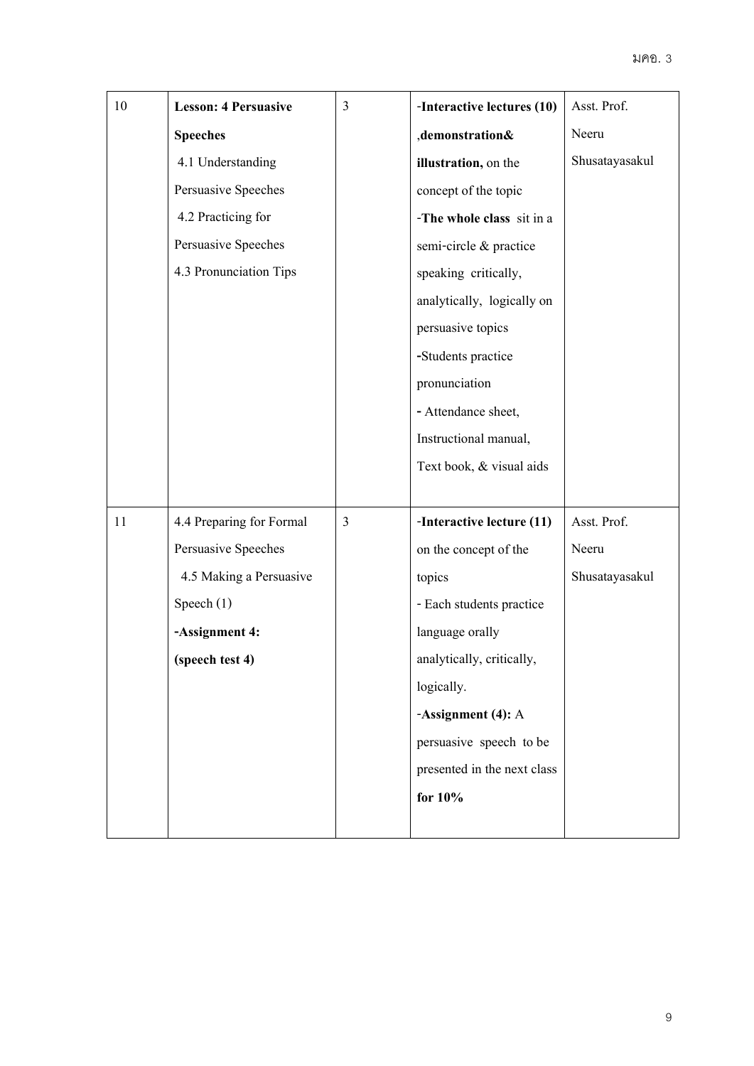| | | | | |
|---|---|---|---|---|
| 10 | **Lesson: 4 Persuasive Speeches**<br>4.1 Understanding Persuasive Speeches<br>4.2 Practicing for Persuasive Speeches<br>4.3 Pronunciation Tips | 3 | -**Interactive lectures (10)** ,**demonstration& illustration,** on the concept of the topic<br>-**The whole class** sit in a semi-circle & practice speaking critically, analytically, logically on persuasive topics<br>-Students practice pronunciation<br>- Attendance sheet, Instructional manual, Text book, & visual aids | Asst. Prof. Neeru Shusatayasakul |
| 11 | 4.4 Preparing for Formal Persuasive Speeches<br>4.5 Making a Persuasive Speech (1)<br>**-Assignment 4: (speech test 4)** | 3 | -**Interactive lecture (11)** on the concept of the topics<br>- Each students practice language orally analytically, critically, logically.<br>-**Assignment (4):** A persuasive speech to be presented in the next class **for 10%** | Asst. Prof. Neeru Shusatayasakul |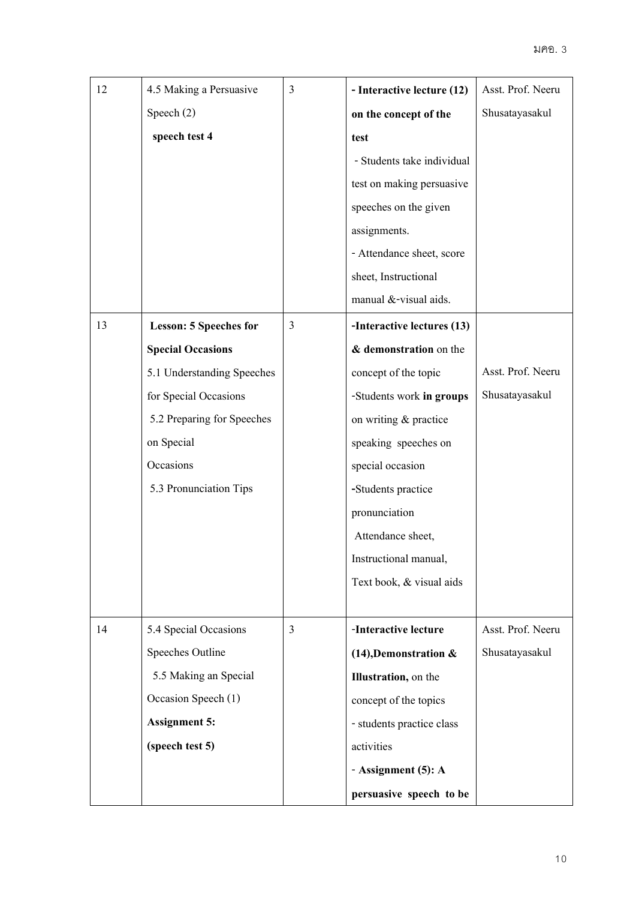| 12 | 4.5 Making a Persuasive Speech (2)<br>**speech test 4** | 3 | **- Interactive lecture (12) on the concept of the test**<br>- Students take individual test on making persuasive speeches on the given assignments.<br>- Attendance sheet, score sheet, Instructional manual &-visual aids. | Asst. Prof. Neeru Shusatayasakul |
|---|---|---|---|---|
| 13 | **Lesson: 5 Speeches for Special Occasions**<br>5.1 Understanding Speeches for Special Occasions<br>5.2 Preparing for Speeches on Special Occasions<br>5.3 Pronunciation Tips | 3 | **-Interactive lectures (13) & demonstration** on the concept of the topic<br>-Students work **in groups** on writing & practice speaking speeches on special occasion<br>-Students practice pronunciation<br>Attendance sheet, Instructional manual, Text book, & visual aids | Asst. Prof. Neeru Shusatayasakul |
| 14 | 5.4 Special Occasions Speeches Outline<br>5.5 Making an Special Occasion Speech (1)<br>**Assignment 5: (speech test 5)** | 3 | -**Interactive lecture (14),Demonstration & Illustration,** on the concept of the topics<br>- students practice class activities<br>- **Assignment (5): A persuasive speech to be** | Asst. Prof. Neeru Shusatayasakul |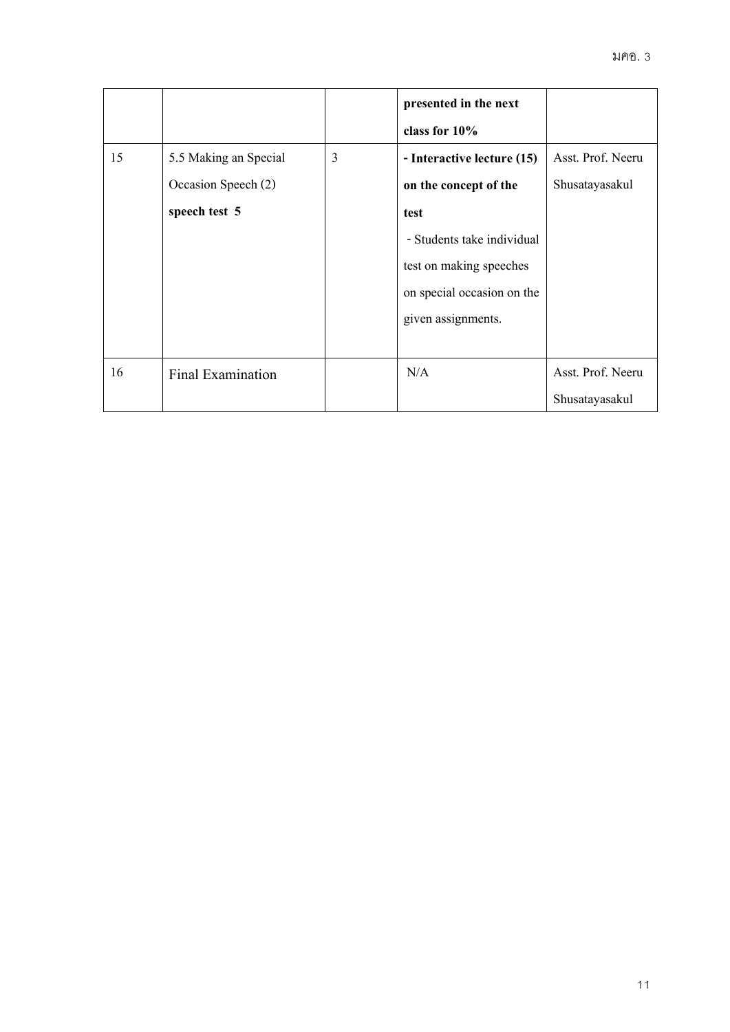|  |  |  | **presented in the next class for 10%** |  |
|---|---|---|---|---|
| 15 | 5.5 Making an Special Occasion Speech (2) **speech test 5** | 3 | **- Interactive lecture (15) on the concept of the test** - Students take individual test on making speeches on special occasion on the given assignments. | Asst. Prof. Neeru Shusatayasakul |
| 16 | Final Examination |  | N/A | Asst. Prof. Neeru Shusatayasakul |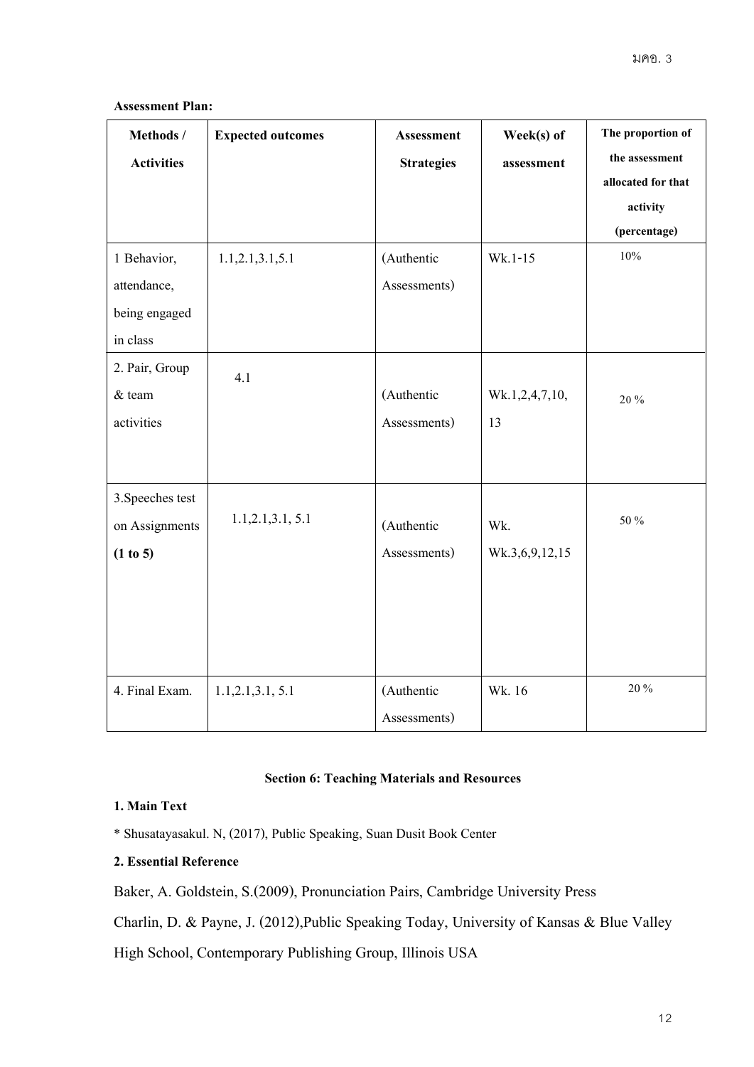**Assessment Plan:**

| Methods / Activities | Expected outcomes | Assessment Strategies | Week(s) of assessment | The proportion of the assessment allocated for that activity (percentage) |
|---|---|---|---|---|
| 1 Behavior, attendance, being engaged in class | 1.1,2.1,3.1,5.1 | (Authentic Assessments) | Wk.1-15 | 10% |
| 2. Pair, Group & team activities | 4.1 | (Authentic Assessments) | Wk.1,2,4,7,10, 13 | 20 % |
| 3.Speeches test on Assignments **(1 to 5)** | 1.1,2.1,3.1, 5.1 | (Authentic Assessments) | Wk. Wk.3,6,9,12,15 | 50 % |
| 4. Final Exam. | 1.1,2.1,3.1, 5.1 | (Authentic Assessments) | Wk. 16 | 20 % |

### Section 6: Teaching Materials and Resources

**1. Main Text**

* Shusatayasakul. N, (2017), Public Speaking, Suan Dusit Book Center

**2. Essential Reference**

Baker, A. Goldstein, S.(2009), Pronunciation Pairs, Cambridge University Press

Charlin, D. & Payne, J. (2012),Public Speaking Today, University of Kansas & Blue Valley High School, Contemporary Publishing Group, Illinois USA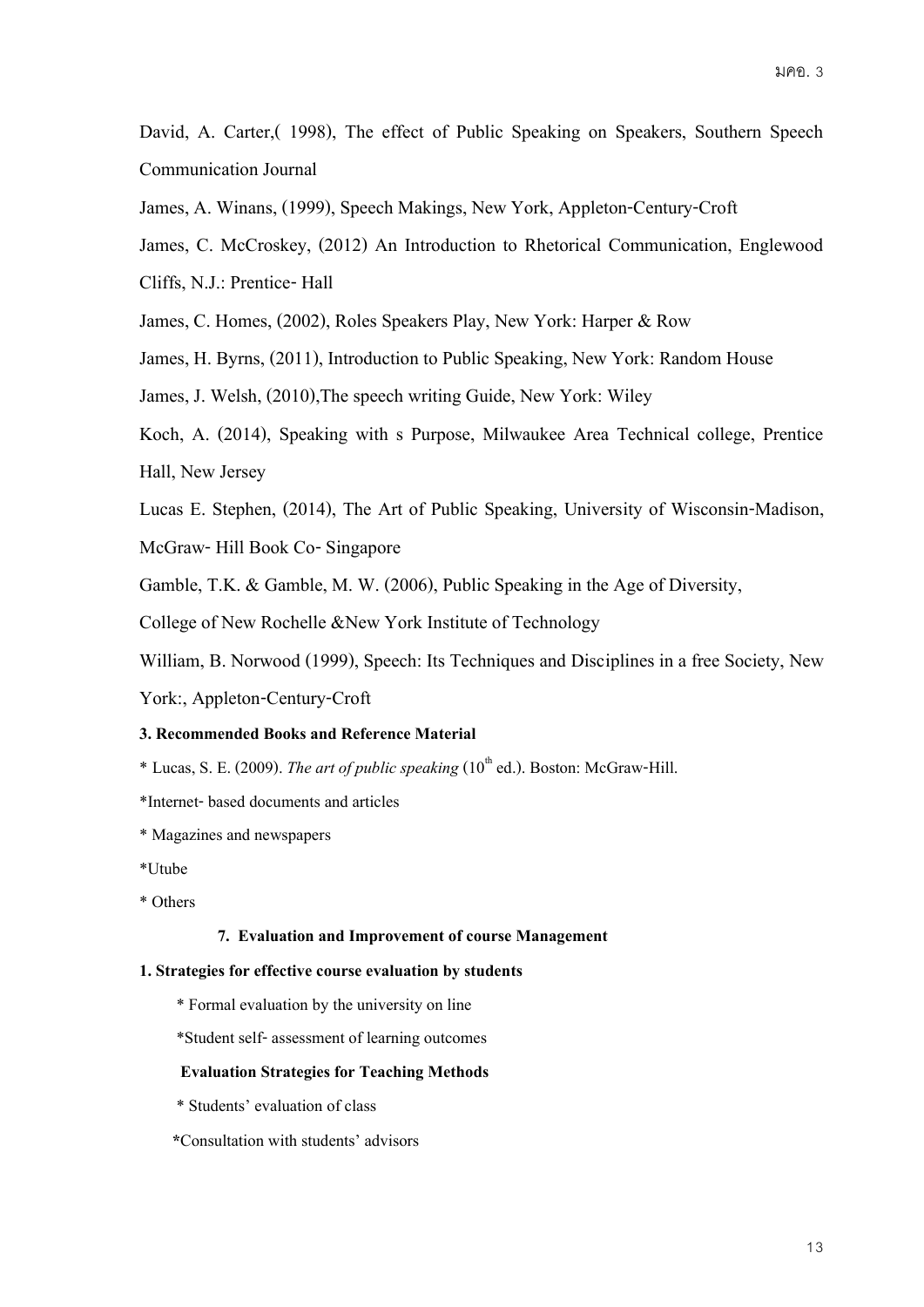David, A. Carter,( 1998), The effect of Public Speaking on Speakers, Southern Speech Communication Journal

James, A. Winans, (1999), Speech Makings, New York, Appleton-Century-Croft

James, C. McCroskey, (2012) An Introduction to Rhetorical Communication, Englewood Cliffs, N.J.: Prentice- Hall

James, C. Homes, (2002), Roles Speakers Play, New York: Harper & Row

James, H. Byrns, (2011), Introduction to Public Speaking, New York: Random House

James, J. Welsh, (2010),The speech writing Guide, New York: Wiley

Koch, A. (2014), Speaking with s Purpose, Milwaukee Area Technical college, Prentice Hall, New Jersey

Lucas E. Stephen, (2014), The Art of Public Speaking, University of Wisconsin-Madison, McGraw- Hill Book Co- Singapore

Gamble, T.K. & Gamble, M. W. (2006), Public Speaking in the Age of Diversity,

College of New Rochelle &New York Institute of Technology

William, B. Norwood (1999), Speech: Its Techniques and Disciplines in a free Society, New York:, Appleton-Century-Croft

**3. Recommended Books and Reference Material**

* Lucas, S. E. (2009). *The art of public speaking* (10th ed.). Boston: McGraw-Hill.

*Internet- based documents and articles

* Magazines and newspapers

*Utube

* Others

## 7. Evaluation and Improvement of course Management

**1. Strategies for effective course evaluation by students**

* Formal evaluation by the university on line

*Student self- assessment of learning outcomes

**Evaluation Strategies for Teaching Methods**

* Students' evaluation of class

*Consultation with students' advisors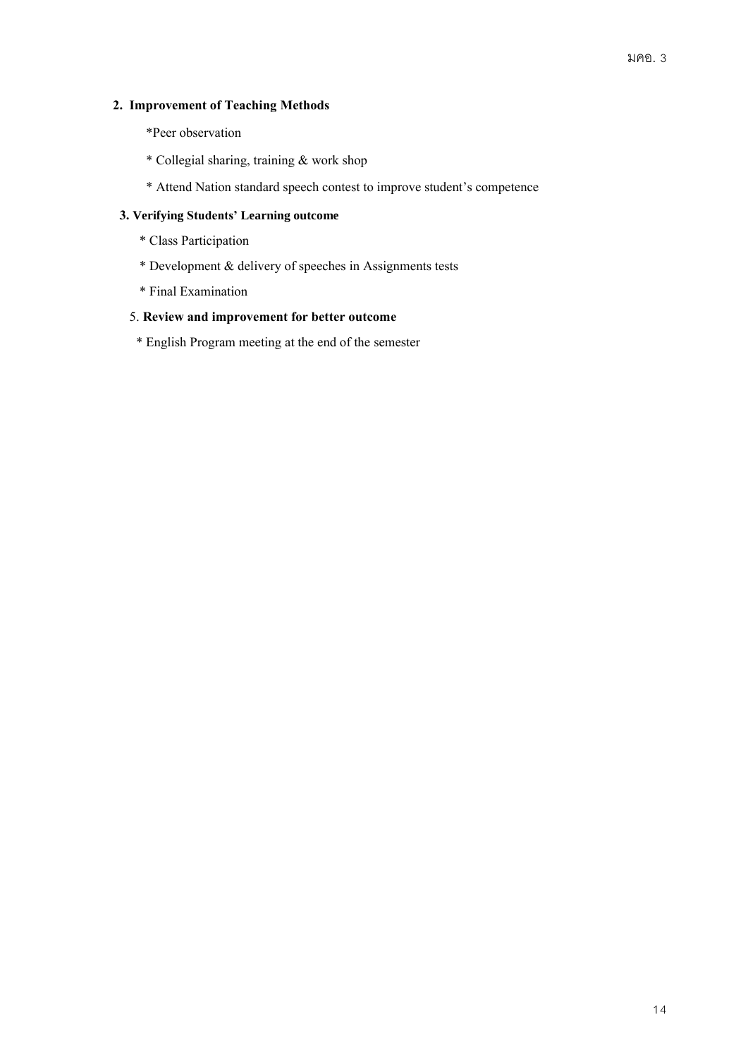**2. Improvement of Teaching Methods**

*Peer observation

* Collegial sharing, training & work shop

* Attend Nation standard speech contest to improve student's competence

**3. Verifying Students' Learning outcome**

* Class Participation

* Development & delivery of speeches in Assignments tests

* Final Examination

5. **Review and improvement for better outcome**

* English Program meeting at the end of the semester